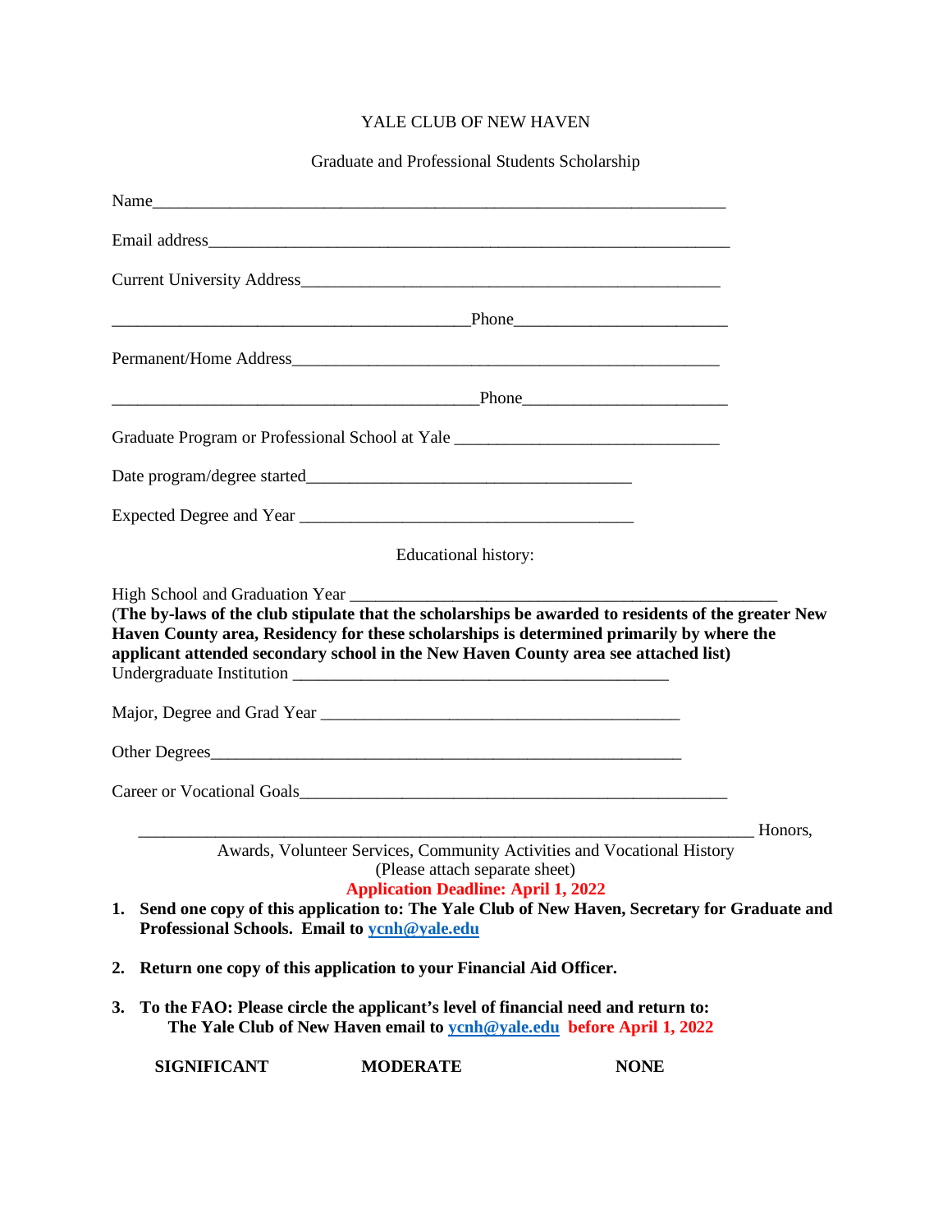YALE CLUB OF NEW HAVEN

Graduate and Professional Students Scholarship

Name_______________________________________________________________

Email address_________________________________________________________

Current University Address_______________________________________________

_______________________________________Phone_________________________

Permanent/Home Address_________________________________________________

________________________________________Phone________________________

Graduate Program or Professional School at Yale _____________________________

Date program/degree started____________________________________

Expected Degree and Year _______________________________________

Educational history:

High School and Graduation Year _________________________________________________

(**The by-laws of the club stipulate that the scholarships be awarded to residents of the greater New Haven County area, Residency for these scholarships is determined primarily by where the applicant attended secondary school in the New Haven County area see attached list)**

Undergraduate Institution ____________________________________________

Major, Degree and Grad Year __________________________________________

Other Degrees_______________________________________________________

Career or Vocational Goals_________________________________________________

_______________________________________________________________________ Honors, Awards, Volunteer Services, Community Activities and Vocational History

(Please attach separate sheet)

**Application Deadline: April 1, 2022**

1. **Send one copy of this application to: The Yale Club of New Haven, Secretary for Graduate and Professional Schools. Email to ycnh@yale.edu**

2. **Return one copy of this application to your Financial Aid Officer.**

3. **To the FAO: Please circle the applicant's level of financial need and return to: The Yale Club of New Haven email to ycnh@yale.edu before April 1, 2022**

**SIGNIFICANT** **MODERATE** **NONE**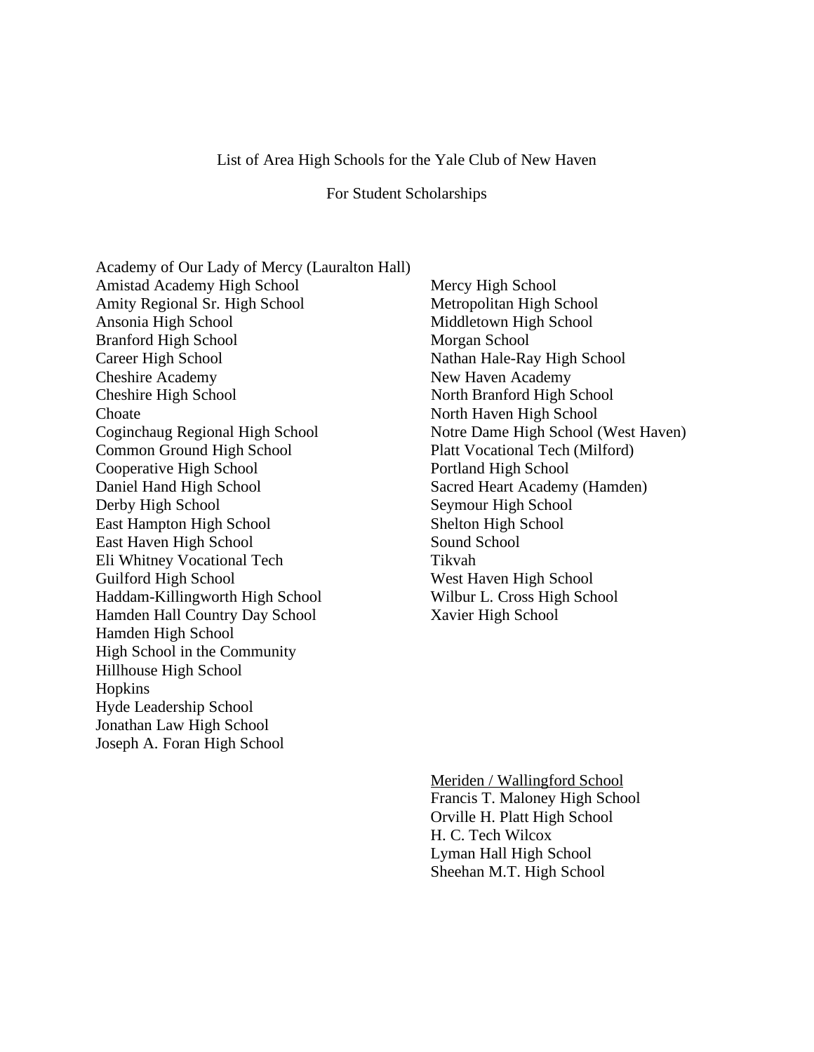List of Area High Schools for the Yale Club of New Haven

For Student Scholarships

Academy of Our Lady of Mercy (Lauralton Hall)
Amistad Academy High School
Amity Regional Sr. High School
Ansonia High School
Branford High School
Career High School
Cheshire Academy
Cheshire High School
Choate
Coginchaug Regional High School
Common Ground High School
Cooperative High School
Daniel Hand High School
Derby High School
East Hampton High School
East Haven High School
Eli Whitney Vocational Tech
Guilford High School
Haddam-Killingworth High School
Hamden Hall Country Day School
Hamden High School
High School in the Community
Hillhouse High School
Hopkins
Hyde Leadership School
Jonathan Law High School
Joseph A. Foran High School

Mercy High School
Metropolitan High School
Middletown High School
Morgan School
Nathan Hale-Ray High School
New Haven Academy
North Branford High School
North Haven High School
Notre Dame High School (West Haven)
Platt Vocational Tech (Milford)
Portland High School
Sacred Heart Academy (Hamden)
Seymour High School
Shelton High School
Sound School
Tikvah
West Haven High School
Wilbur L. Cross High School
Xavier High School

<u>Meriden / Wallingford School</u>

Francis T. Maloney High School
Orville H. Platt High School
H. C. Tech Wilcox
Lyman Hall High School
Sheehan M.T. High School